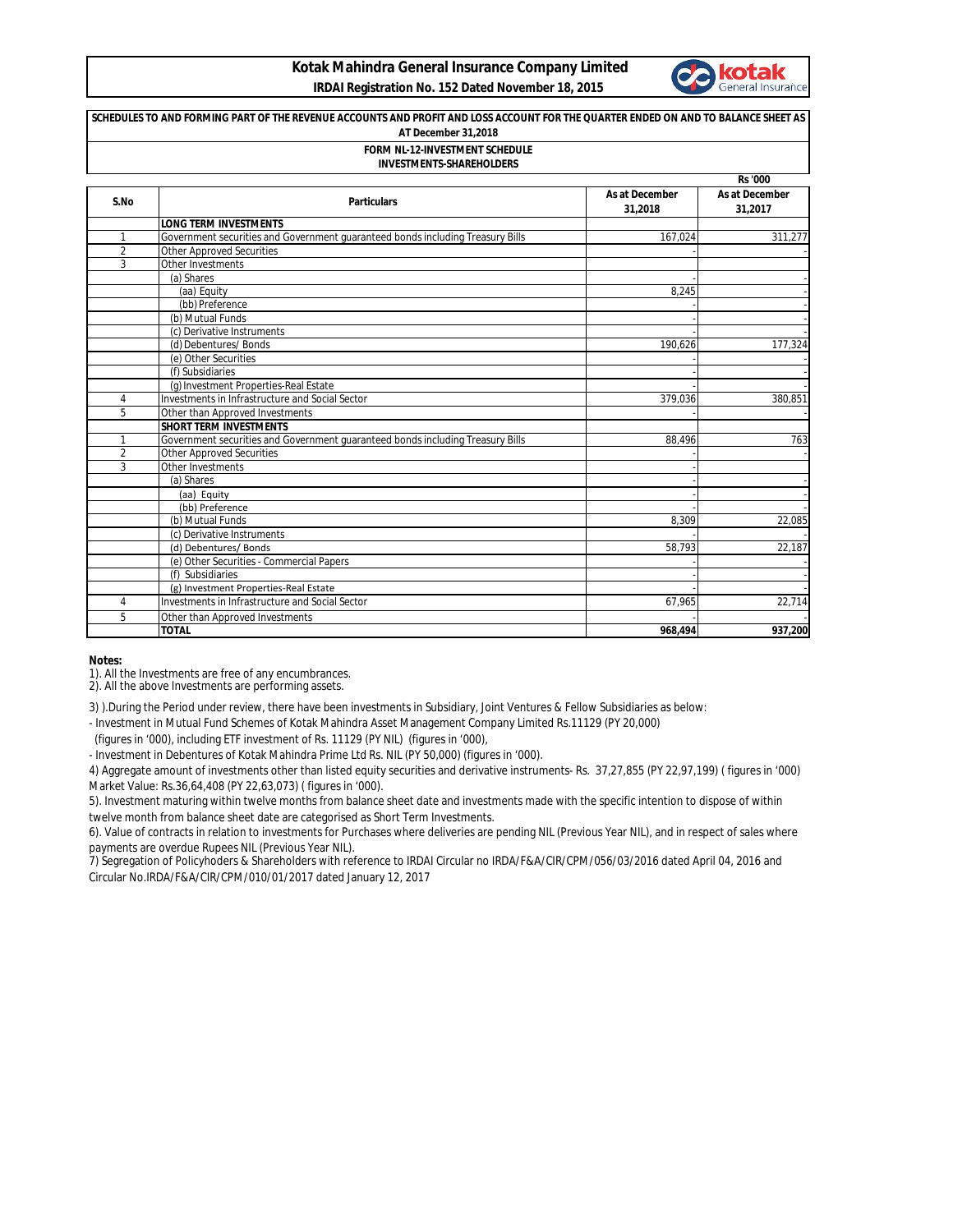# Kotak Mahindra General Insurance Company Limited

**IRDAI Registration No. 152 Dated November 18, 2015**

**SCHEDULES TO AND FORMING PART OF THE REVENUE ACCOUNTS AND PROFIT AND LOSS ACCOUNT FOR THE QUARTER ENDED ON AND TO BALANCE SHEET AS AT December 31,2018**

**FORM NL-12-INVESTMENT SCHEDULE**

**INVESTMENTS-SHAREHOLDERS**

Rs '000

| S.No | Particulars | As at December 31,2018 | As at December 31,2017 |
|---|---|---|---|
| | **LONG TERM INVESTMENTS** | | |
| 1 | Government securities and Government guaranteed bonds including Treasury Bills | 167,024 | 311,277 |
| 2 | Other Approved Securities | - | - |
| 3 | Other Investments | | |
| | (a) Shares | - | - |
| | (aa) Equity | 8,245 | - |
| | (bb) Preference | - | - |
| | (b) Mutual Funds | - | - |
| | (c) Derivative Instruments | - | - |
| | (d) Debentures/ Bonds | 190,626 | 177,324 |
| | (e) Other Securities | - | - |
| | (f) Subsidiaries | - | - |
| | (g) Investment Properties-Real Estate | - | - |
| 4 | Investments in Infrastructure and Social Sector | 379,036 | 380,851 |
| 5 | Other than Approved Investments | - | - |
| | **SHORT TERM INVESTMENTS** | | |
| 1 | Government securities and Government guaranteed bonds including Treasury Bills | 88,496 | 763 |
| 2 | Other Approved Securities | - | - |
| 3 | Other Investments | - | |
| | (a) Shares | - | - |
| | (aa) Equity | - | - |
| | (bb) Preference | - | - |
| | (b) Mutual Funds | 8,309 | 22,085 |
| | (c) Derivative Instruments | - | - |
| | (d) Debentures/ Bonds | 58,793 | 22,187 |
| | (e) Other Securities - Commercial Papers | - | - |
| | (f) Subsidiaries | - | - |
| | (g) Investment Properties-Real Estate | - | - |
| 4 | Investments in Infrastructure and Social Sector | 67,965 | 22,714 |
| 5 | Other than Approved Investments | - | - |
| | **TOTAL** | **968,494** | **937,200** |

**Notes:**

1). All the Investments are free of any encumbrances.

2). All the above Investments are performing assets.

3) ).During the Period under review, there have been investments in Subsidiary, Joint Ventures & Fellow Subsidiaries as below:

- Investment in Mutual Fund Schemes of Kotak Mahindra Asset Management Company Limited Rs.11129 (PY 20,000) (figures in '000), including ETF investment of Rs. 11129 (PY NIL) (figures in '000),

- Investment in Debentures of Kotak Mahindra Prime Ltd Rs. NIL (PY 50,000) (figures in '000).

4) Aggregate amount of investments other than listed equity securities and derivative instruments- Rs. 37,27,855 (PY 22,97,199) ( figures in '000) Market Value: Rs.36,64,408 (PY 22,63,073) ( figures in '000).

5). Investment maturing within twelve months from balance sheet date and investments made with the specific intention to dispose of within twelve month from balance sheet date are categorised as Short Term Investments.

6). Value of contracts in relation to investments for Purchases where deliveries are pending NIL (Previous Year NIL), and in respect of sales where payments are overdue Rupees NIL (Previous Year NIL).

7) Segregation of Policyhoders & Shareholders with reference to IRDAI Circular no IRDA/F&A/CIR/CPM/056/03/2016 dated April 04, 2016 and Circular No.IRDA/F&A/CIR/CPM/010/01/2017 dated January 12, 2017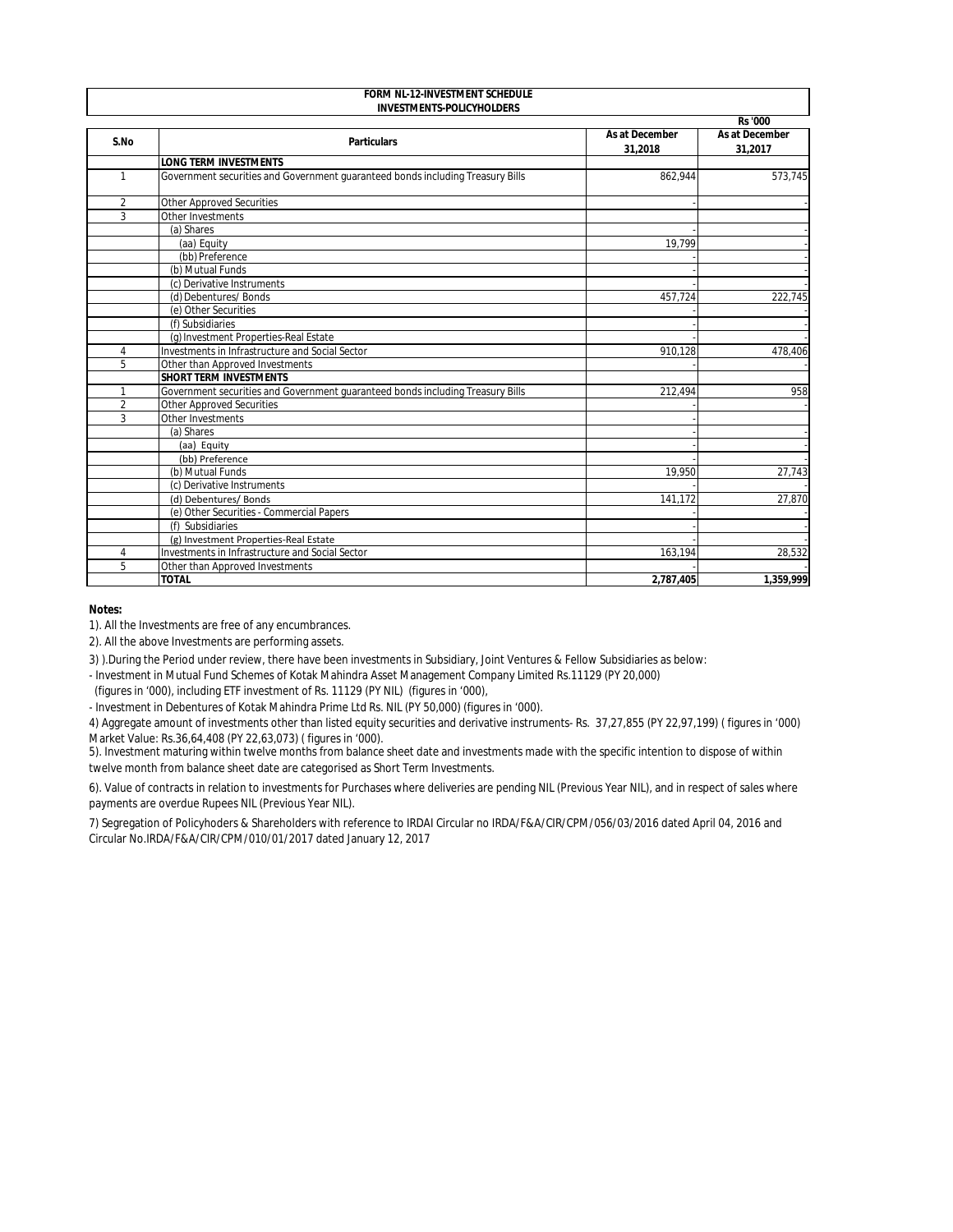**FORM NL-12-INVESTMENT SCHEDULE**
**INVESTMENTS-POLICYHOLDERS**

Rs '000

| S.No | Particulars | As at December 31,2018 | As at December 31,2017 |
|---|---|---|---|
| | **LONG TERM INVESTMENTS** | | |
| 1 | Government securities and Government guaranteed bonds including Treasury Bills | 862,944 | 573,745 |
| 2 | Other Approved Securities | - | - |
| 3 | Other Investments | | |
| | (a) Shares | - | - |
| | (aa) Equity | 19,799 | - |
| | (bb) Preference | - | - |
| | (b) Mutual Funds | - | - |
| | (c) Derivative Instruments | - | - |
| | (d) Debentures/ Bonds | 457,724 | 222,745 |
| | (e) Other Securities | - | - |
| | (f) Subsidiaries | - | - |
| | (g) Investment Properties-Real Estate | - | - |
| 4 | Investments in Infrastructure and Social Sector | 910,128 | 478,406 |
| 5 | Other than Approved Investments | - | - |
| | **SHORT TERM INVESTMENTS** | | |
| 1 | Government securities and Government guaranteed bonds including Treasury Bills | 212,494 | 958 |
| 2 | Other Approved Securities | - | - |
| 3 | Other Investments | - | |
| | (a) Shares | - | - |
| | (aa) Equity | - | - |
| | (bb) Preference | - | - |
| | (b) Mutual Funds | 19,950 | 27,743 |
| | (c) Derivative Instruments | - | - |
| | (d) Debentures/ Bonds | 141,172 | 27,870 |
| | (e) Other Securities - Commercial Papers | - | - |
| | (f) Subsidiaries | - | - |
| | (g) Investment Properties-Real Estate | - | - |
| 4 | Investments in Infrastructure and Social Sector | 163,194 | 28,532 |
| 5 | Other than Approved Investments | - | - |
| | **TOTAL** | **2,787,405** | **1,359,999** |

**Notes:**

1). All the Investments are free of any encumbrances.

2). All the above Investments are performing assets.

3) ).During the Period under review, there have been investments in Subsidiary, Joint Ventures & Fellow Subsidiaries as below:

- Investment in Mutual Fund Schemes of Kotak Mahindra Asset Management Company Limited Rs.11129 (PY 20,000) (figures in '000), including ETF investment of Rs. 11129 (PY NIL) (figures in '000),

- Investment in Debentures of Kotak Mahindra Prime Ltd Rs. NIL (PY 50,000) (figures in '000).

4) Aggregate amount of investments other than listed equity securities and derivative instruments- Rs. 37,27,855 (PY 22,97,199) ( figures in '000) Market Value: Rs.36,64,408 (PY 22,63,073) ( figures in '000).

5). Investment maturing within twelve months from balance sheet date and investments made with the specific intention to dispose of within twelve month from balance sheet date are categorised as Short Term Investments.

6). Value of contracts in relation to investments for Purchases where deliveries are pending NIL (Previous Year NIL), and in respect of sales where payments are overdue Rupees NIL (Previous Year NIL).

7) Segregation of Policyhoders & Shareholders with reference to IRDAI Circular no IRDA/F&A/CIR/CPM/056/03/2016 dated April 04, 2016 and Circular No.IRDA/F&A/CIR/CPM/010/01/2017 dated January 12, 2017